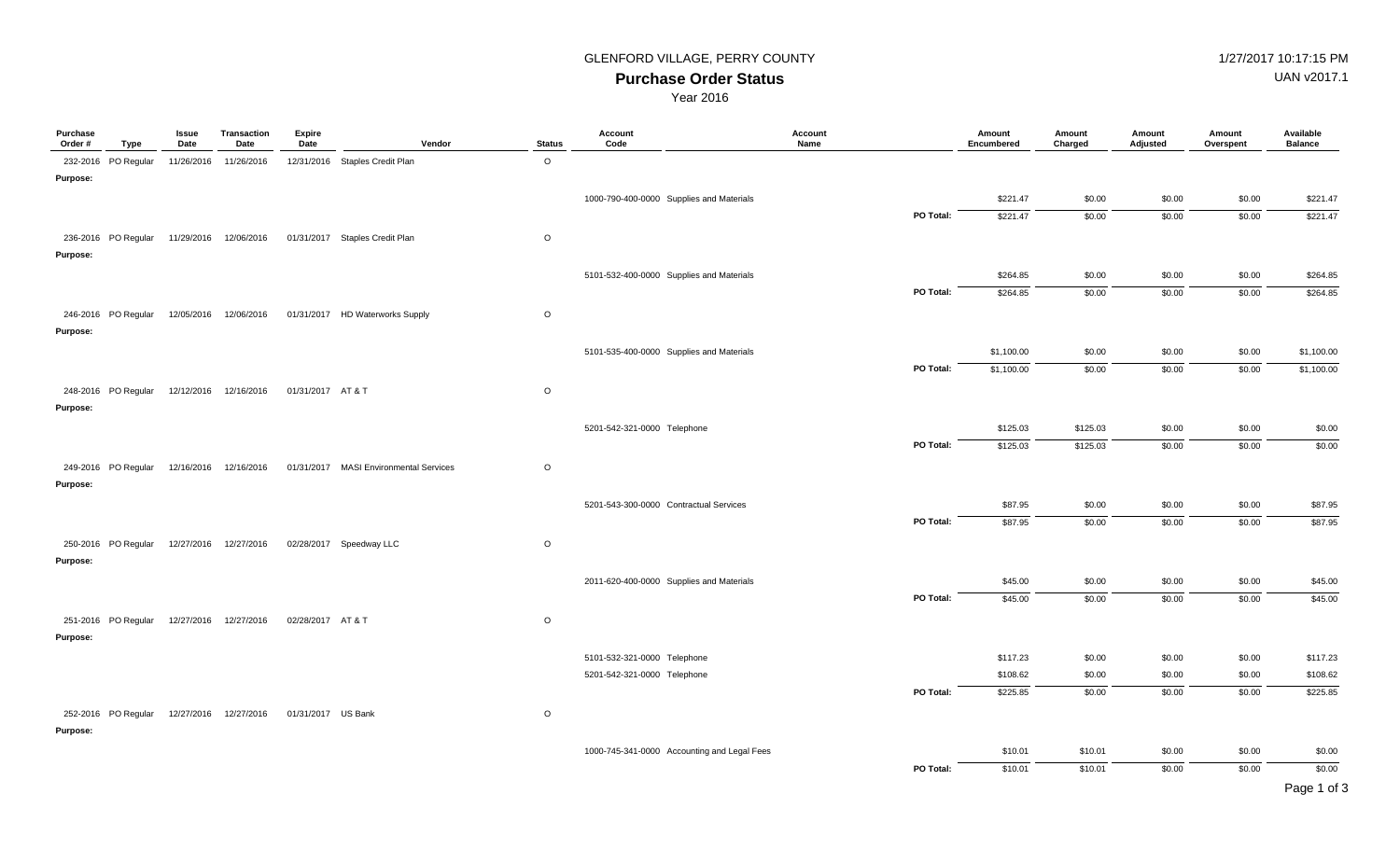GLENFORD VILLAGE, PERRY COUNTY

1/27/2017 10:17:15 PM

# Purchase Order Status

UAN v2017.1

Year 2016

| Purchase Order # | Type | Issue Date | Transaction Date | Expire Date | Vendor | Status | Account Code | Account Name | | Amount Encumbered | Amount Charged | Amount Adjusted | Amount Overspent | Available Balance |
|---|---|---|---|---|---|---|---|---|---|---|---|---|---|---|
| 232-2016 | PO Regular | 11/26/2016 | 11/26/2016 | 12/31/2016 | Staples Credit Plan | O | | | | | | | | |
| Purpose: | | | | | | | | | | | | | | |
| | | | | | | | 1000-790-400-0000 | Supplies and Materials | | $221.47 | $0.00 | $0.00 | $0.00 | $221.47 |
| | | | | | | | | | PO Total: | $221.47 | $0.00 | $0.00 | $0.00 | $221.47 |
| 236-2016 | PO Regular | 11/29/2016 | 12/06/2016 | 01/31/2017 | Staples Credit Plan | O | | | | | | | | |
| Purpose: | | | | | | | | | | | | | | |
| | | | | | | | 5101-532-400-0000 | Supplies and Materials | | $264.85 | $0.00 | $0.00 | $0.00 | $264.85 |
| | | | | | | | | | PO Total: | $264.85 | $0.00 | $0.00 | $0.00 | $264.85 |
| 246-2016 | PO Regular | 12/05/2016 | 12/06/2016 | 01/31/2017 | HD Waterworks Supply | O | | | | | | | | |
| Purpose: | | | | | | | | | | | | | | |
| | | | | | | | 5101-535-400-0000 | Supplies and Materials | | $1,100.00 | $0.00 | $0.00 | $0.00 | $1,100.00 |
| | | | | | | | | | PO Total: | $1,100.00 | $0.00 | $0.00 | $0.00 | $1,100.00 |
| 248-2016 | PO Regular | 12/12/2016 | 12/16/2016 | 01/31/2017 | AT & T | O | | | | | | | | |
| Purpose: | | | | | | | | | | | | | | |
| | | | | | | | 5201-542-321-0000 | Telephone | | $125.03 | $125.03 | $0.00 | $0.00 | $0.00 |
| | | | | | | | | | PO Total: | $125.03 | $125.03 | $0.00 | $0.00 | $0.00 |
| 249-2016 | PO Regular | 12/16/2016 | 12/16/2016 | 01/31/2017 | MASI Environmental Services | O | | | | | | | | |
| Purpose: | | | | | | | | | | | | | | |
| | | | | | | | 5201-543-300-0000 | Contractual Services | | $87.95 | $0.00 | $0.00 | $0.00 | $87.95 |
| | | | | | | | | | PO Total: | $87.95 | $0.00 | $0.00 | $0.00 | $87.95 |
| 250-2016 | PO Regular | 12/27/2016 | 12/27/2016 | 02/28/2017 | Speedway LLC | O | | | | | | | | |
| Purpose: | | | | | | | | | | | | | | |
| | | | | | | | 2011-620-400-0000 | Supplies and Materials | | $45.00 | $0.00 | $0.00 | $0.00 | $45.00 |
| | | | | | | | | | PO Total: | $45.00 | $0.00 | $0.00 | $0.00 | $45.00 |
| 251-2016 | PO Regular | 12/27/2016 | 12/27/2016 | 02/28/2017 | AT & T | O | | | | | | | | |
| Purpose: | | | | | | | | | | | | | | |
| | | | | | | | 5101-532-321-0000 | Telephone | | $117.23 | $0.00 | $0.00 | $0.00 | $117.23 |
| | | | | | | | 5201-542-321-0000 | Telephone | | $108.62 | $0.00 | $0.00 | $0.00 | $108.62 |
| | | | | | | | | | PO Total: | $225.85 | $0.00 | $0.00 | $0.00 | $225.85 |
| 252-2016 | PO Regular | 12/27/2016 | 12/27/2016 | 01/31/2017 | US Bank | O | | | | | | | | |
| Purpose: | | | | | | | | | | | | | | |
| | | | | | | | 1000-745-341-0000 | Accounting and Legal Fees | | $10.01 | $10.01 | $0.00 | $0.00 | $0.00 |
| | | | | | | | | | PO Total: | $10.01 | $10.01 | $0.00 | $0.00 | $0.00 |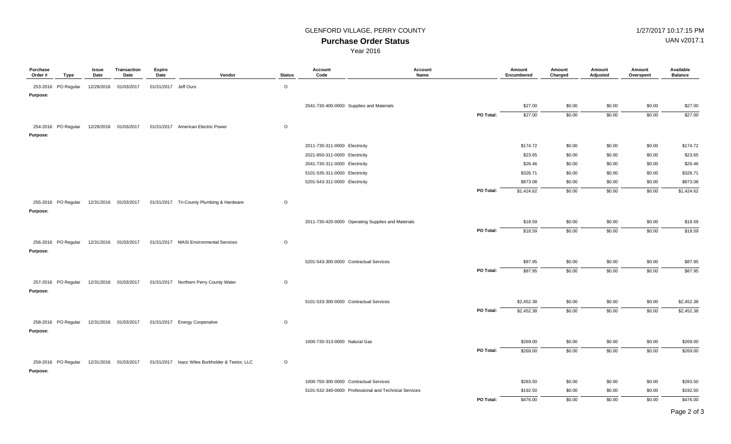GLENFORD VILLAGE, PERRY COUNTY

1/27/2017 10:17:15 PM

# Purchase Order Status

UAN v2017.1

Year 2016

| Purchase Order # | Type | Issue Date | Transaction Date | Expire Date | Vendor | Status | Account Code | Account Name | | Amount Encumbered | Amount Charged | Amount Adjusted | Amount Overspent | Available Balance |
|---|---|---|---|---|---|---|---|---|---|---|---|---|---|---|
| 253-2016 | PO Regular | 12/29/2016 | 01/03/2017 | 01/31/2017 | Jeff Ours | O | | | | | | | | |
| Purpose: | | | | | | | | | | | | | | |
| | | | | | | | 2041-730-400-0000 | Supplies and Materials | | $27.00 | $0.00 | $0.00 | $0.00 | $27.00 |
| | | | | | | | | | PO Total: | $27.00 | $0.00 | $0.00 | $0.00 | $27.00 |
| 254-2016 | PO Regular | 12/29/2016 | 01/03/2017 | 01/31/2017 | American Electric Power | O | | | | | | | | |
| Purpose: | | | | | | | | | | | | | | |
| | | | | | | | 2011-730-311-0000 | Electricity | | $174.72 | $0.00 | $0.00 | $0.00 | $174.72 |
| | | | | | | | 2021-650-311-0000 | Electricity | | $23.65 | $0.00 | $0.00 | $0.00 | $23.65 |
| | | | | | | | 2041-730-311-0000 | Electricity | | $26.46 | $0.00 | $0.00 | $0.00 | $26.46 |
| | | | | | | | 5101-535-311-0000 | Electricity | | $326.71 | $0.00 | $0.00 | $0.00 | $326.71 |
| | | | | | | | 5201-543-311-0000 | Electricity | | $873.08 | $0.00 | $0.00 | $0.00 | $873.08 |
| | | | | | | | | | PO Total: | $1,424.62 | $0.00 | $0.00 | $0.00 | $1,424.62 |
| 255-2016 | PO Regular | 12/31/2016 | 01/03/2017 | 01/31/2017 | Tri-County Plumbing & Hardware | O | | | | | | | | |
| Purpose: | | | | | | | | | | | | | | |
| | | | | | | | 2011-730-420-0000 | Operating Supplies and Materials | | $18.59 | $0.00 | $0.00 | $0.00 | $18.59 |
| | | | | | | | | | PO Total: | $18.59 | $0.00 | $0.00 | $0.00 | $18.59 |
| 256-2016 | PO Regular | 12/31/2016 | 01/03/2017 | 01/31/2017 | MASI Environmental Services | O | | | | | | | | |
| Purpose: | | | | | | | | | | | | | | |
| | | | | | | | 5201-543-300-0000 | Contractual Services | | $87.95 | $0.00 | $0.00 | $0.00 | $87.95 |
| | | | | | | | | | PO Total: | $87.95 | $0.00 | $0.00 | $0.00 | $87.95 |
| 257-2016 | PO Regular | 12/31/2016 | 01/03/2017 | 01/31/2017 | Northern Perry County Water | O | | | | | | | | |
| Purpose: | | | | | | | | | | | | | | |
| | | | | | | | 5101-533-300-0000 | Contractual Services | | $2,452.38 | $0.00 | $0.00 | $0.00 | $2,452.38 |
| | | | | | | | | | PO Total: | $2,452.38 | $0.00 | $0.00 | $0.00 | $2,452.38 |
| 258-2016 | PO Regular | 12/31/2016 | 01/03/2017 | 01/31/2017 | Energy Cooperative | O | | | | | | | | |
| Purpose: | | | | | | | | | | | | | | |
| | | | | | | | 1000-730-313-0000 | Natural Gas | | $269.00 | $0.00 | $0.00 | $0.00 | $269.00 |
| | | | | | | | | | PO Total: | $269.00 | $0.00 | $0.00 | $0.00 | $269.00 |
| 259-2016 | PO Regular | 12/31/2016 | 01/03/2017 | 01/31/2017 | Isacc Wiles Burkholder & Teetor, LLC | O | | | | | | | | |
| Purpose: | | | | | | | | | | | | | | |
| | | | | | | | 1000-750-300-0000 | Contractual Services | | $283.50 | $0.00 | $0.00 | $0.00 | $283.50 |
| | | | | | | | 5101-532-340-0000 | Professional and Technical Services | | $192.50 | $0.00 | $0.00 | $0.00 | $192.50 |
| | | | | | | | | | PO Total: | $476.00 | $0.00 | $0.00 | $0.00 | $476.00 |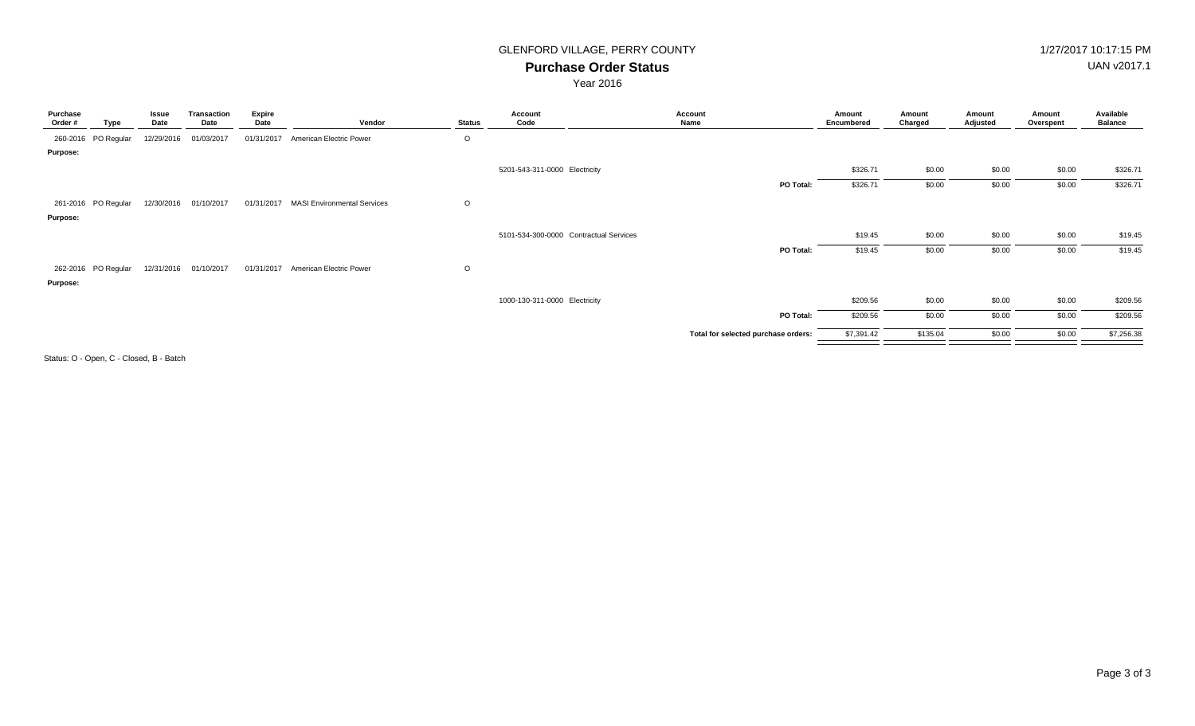GLENFORD VILLAGE, PERRY COUNTY

1/27/2017 10:17:15 PM

UAN v2017.1

## Purchase Order Status

Year 2016

| Purchase Order # | Type | Issue Date | Transaction Date | Expire Date | Vendor | Status | Account Code | Account Name | Amount Encumbered | Amount Charged | Amount Adjusted | Amount Overspent | Available Balance |
|---|---|---|---|---|---|---|---|---|---|---|---|---|---|
| 260-2016 | PO Regular | 12/29/2016 | 01/03/2017 | 01/31/2017 | American Electric Power | O | | | | | | | |
| **Purpose:** | | | | | | | | | | | | | |
| | | | | | | | 5201-543-311-0000 | Electricity | $326.71 | $0.00 | $0.00 | $0.00 | $326.71 |
| | | | | | | | | **PO Total:** | $326.71 | $0.00 | $0.00 | $0.00 | $326.71 |
| 261-2016 | PO Regular | 12/30/2016 | 01/10/2017 | 01/31/2017 | MASI Environmental Services | O | | | | | | | |
| **Purpose:** | | | | | | | | | | | | | |
| | | | | | | | 5101-534-300-0000 | Contractual Services | $19.45 | $0.00 | $0.00 | $0.00 | $19.45 |
| | | | | | | | | **PO Total:** | $19.45 | $0.00 | $0.00 | $0.00 | $19.45 |
| 262-2016 | PO Regular | 12/31/2016 | 01/10/2017 | 01/31/2017 | American Electric Power | O | | | | | | | |
| **Purpose:** | | | | | | | | | | | | | |
| | | | | | | | 1000-130-311-0000 | Electricity | $209.56 | $0.00 | $0.00 | $0.00 | $209.56 |
| | | | | | | | | **PO Total:** | $209.56 | $0.00 | $0.00 | $0.00 | $209.56 |
| | | | | | | | | **Total for selected purchase orders:** | $7,391.42 | $135.04 | $0.00 | $0.00 | $7,256.38 |

Status: O - Open, C - Closed, B - Batch